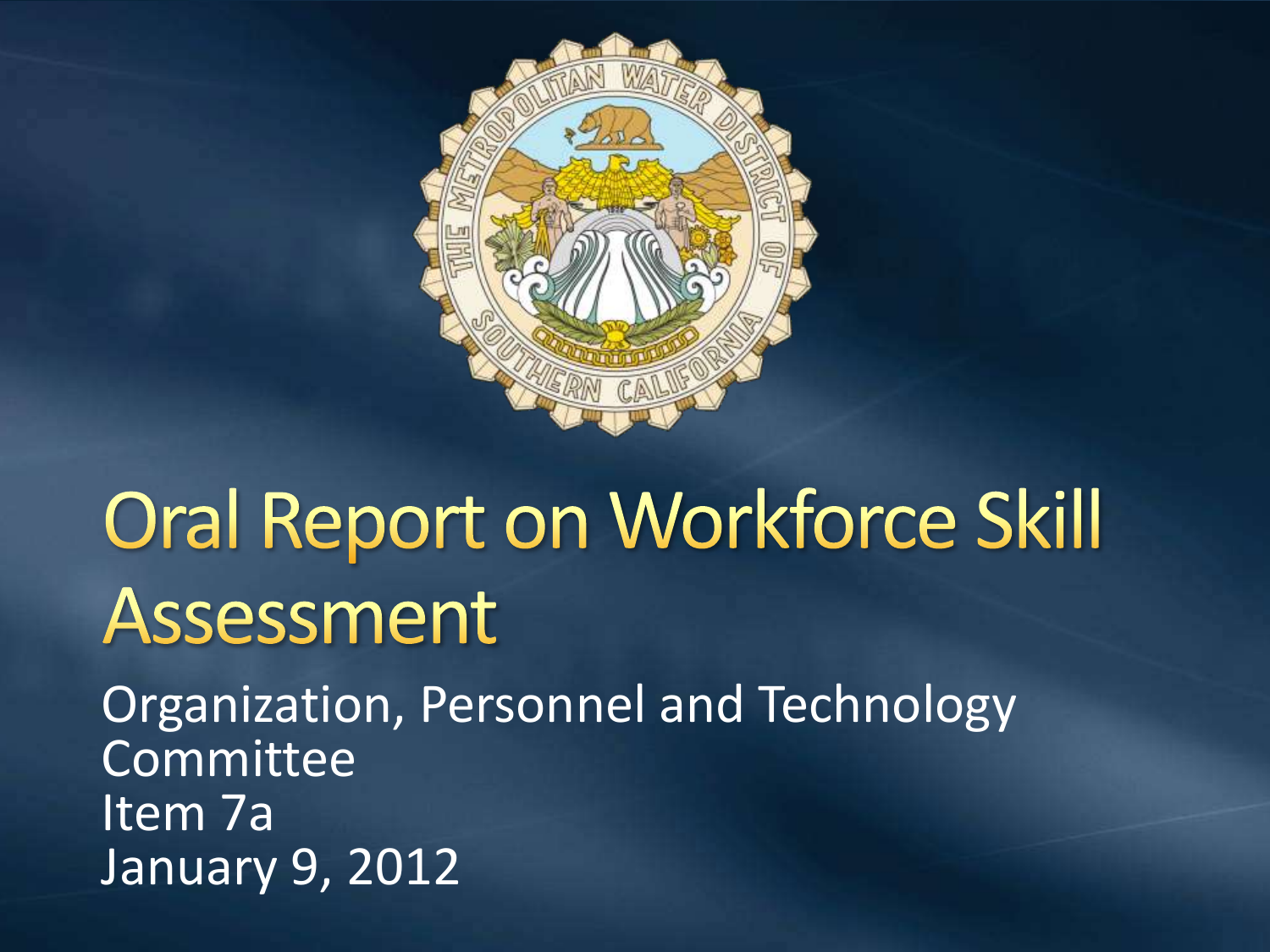# Oral Report on Workforce Skill Assessment

Organization, Personnel and Technology Committee
Item 7a
January 9, 2012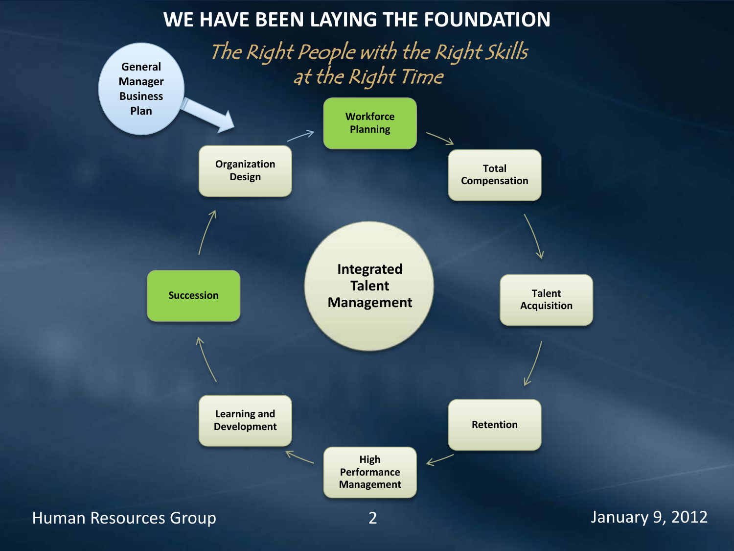# WE HAVE BEEN LAYING THE FOUNDATION

*The Right People with the Right Skills at the Right Time*

General Manager Business Plan

Organization Design → Workforce Planning → Total Compensation → Talent Acquisition → Retention → High Performance Management → Learning and Development → Succession → Organization Design

Integrated Talent Management

Human Resources Group

January 9, 2012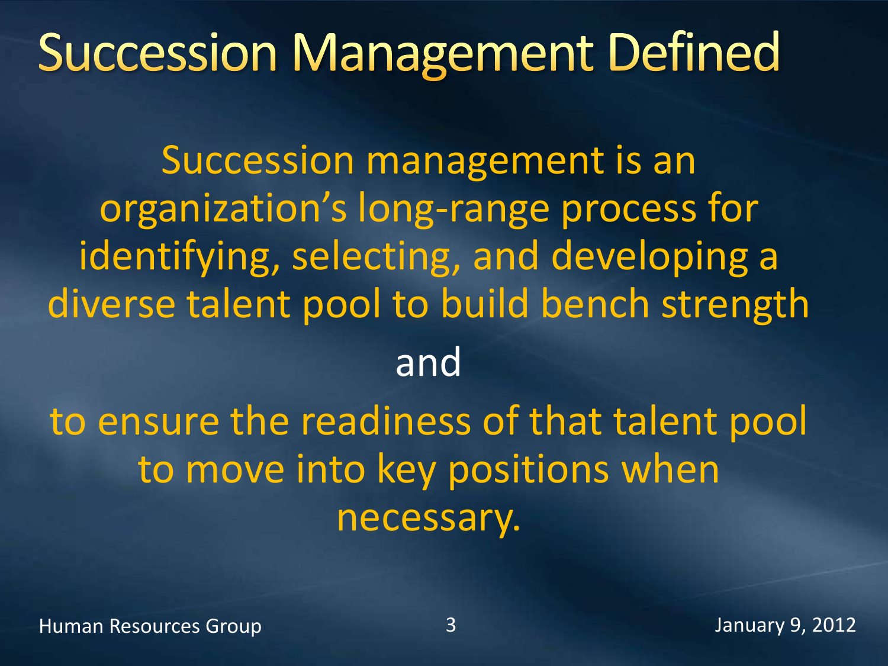# Succession Management Defined

Succession management is an organization's long-range process for identifying, selecting, and developing a diverse talent pool to build bench strength

and

to ensure the readiness of that talent pool to move into key positions when necessary.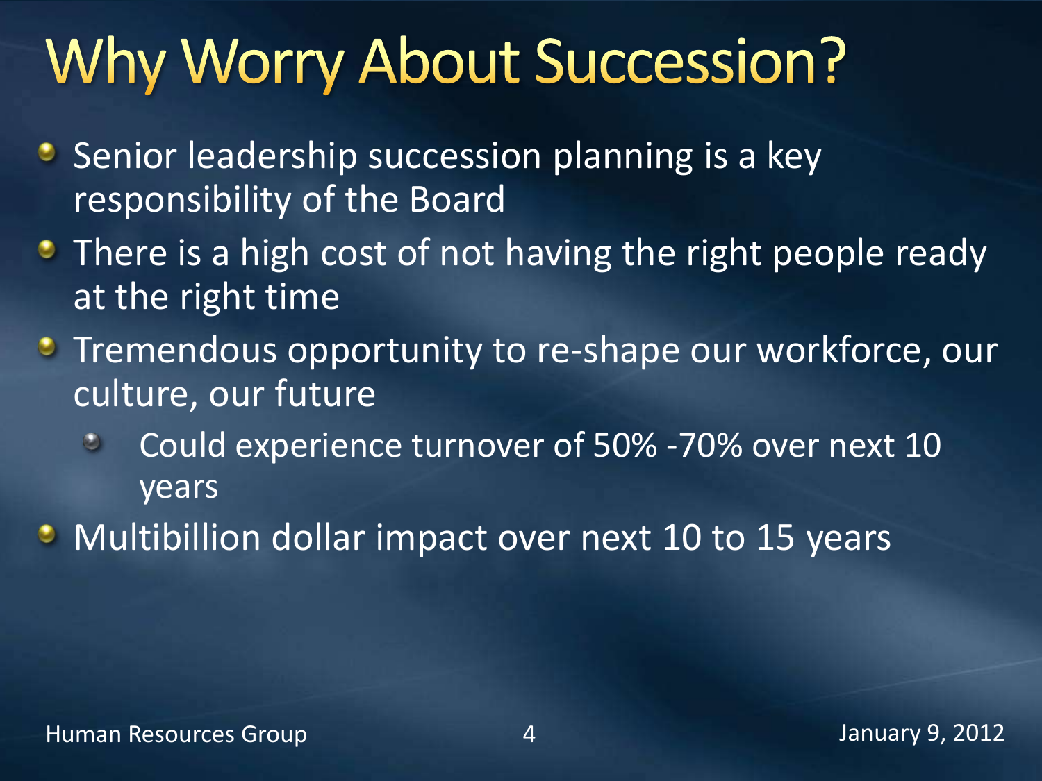# Why Worry About Succession?

- Senior leadership succession planning is a key responsibility of the Board
- There is a high cost of not having the right people ready at the right time
- Tremendous opportunity to re-shape our workforce, our culture, our future
  - Could experience turnover of 50% -70% over next 10 years
- Multibillion dollar impact over next 10 to 15 years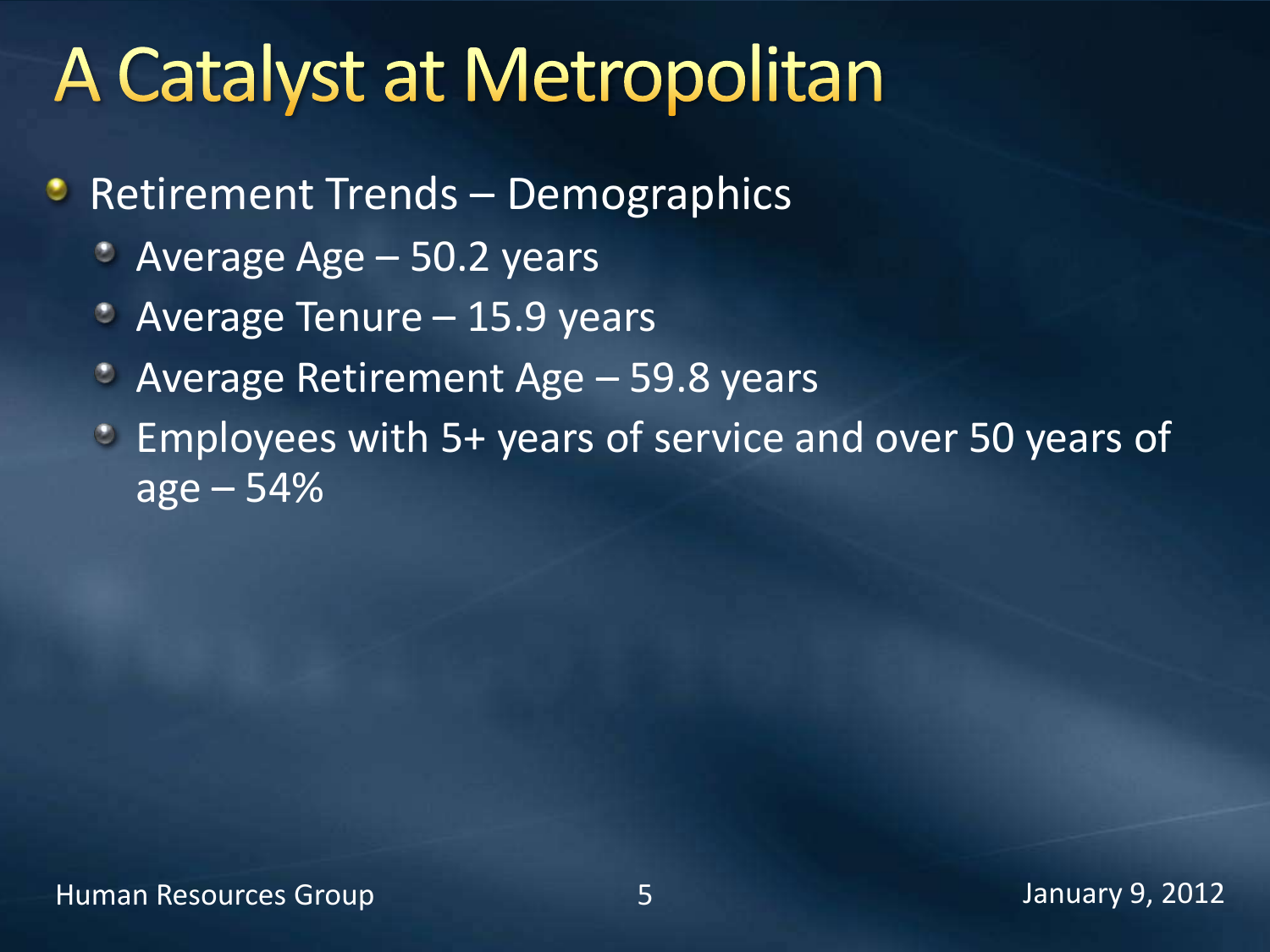# A Catalyst at Metropolitan

- Retirement Trends – Demographics
  - Average Age – 50.2 years
  - Average Tenure – 15.9 years
  - Average Retirement Age – 59.8 years
  - Employees with 5+ years of service and over 50 years of age – 54%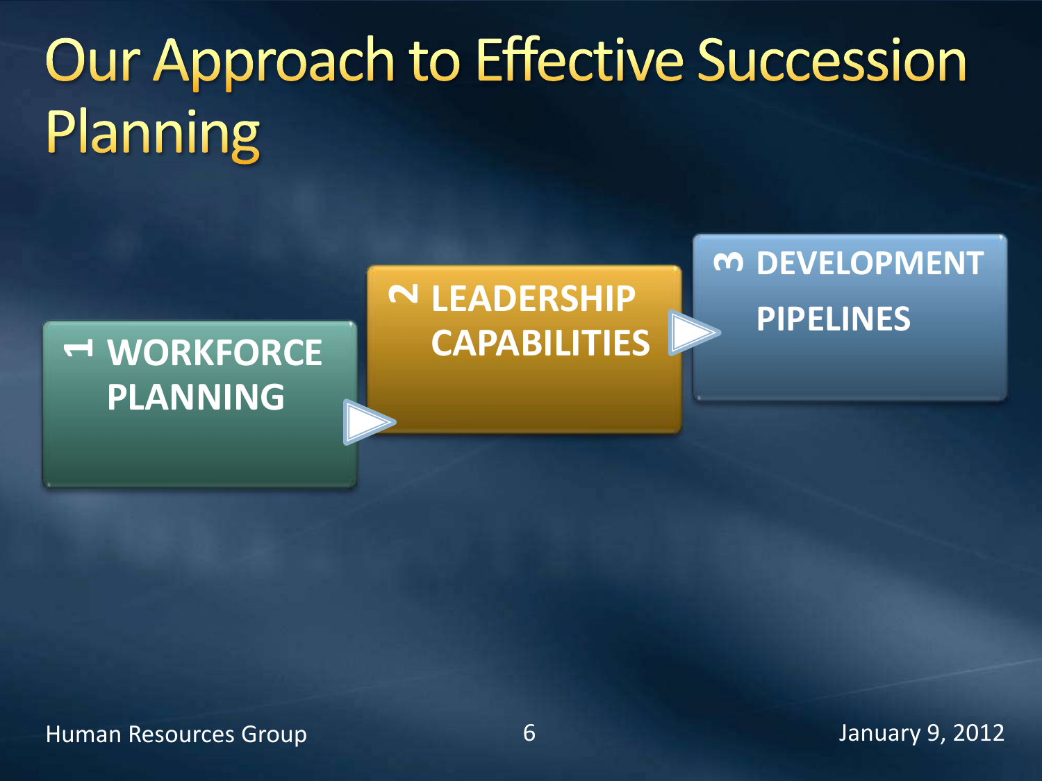# Our Approach to Effective Succession Planning

1. WORKFORCE PLANNING
2. LEADERSHIP CAPABILITIES
3. DEVELOPMENT PIPELINES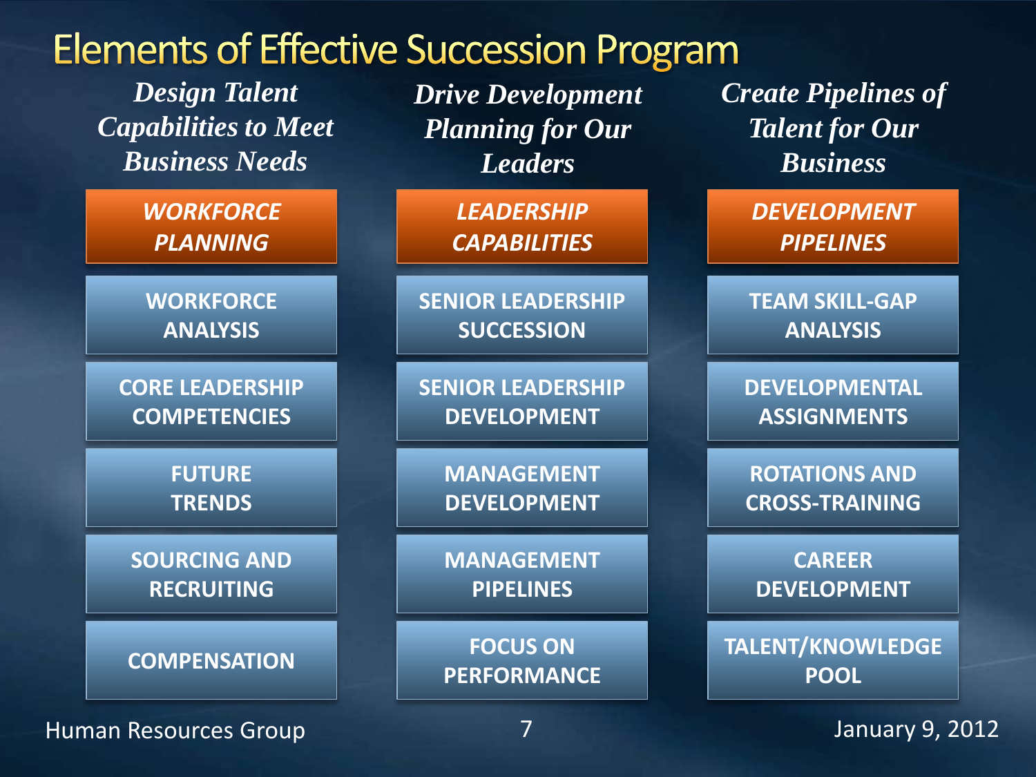# Elements of Effective Succession Program

| *Design Talent Capabilities to Meet Business Needs* | *Drive Development Planning for Our Leaders* | *Create Pipelines of Talent for Our Business* |
| --- | --- | --- |
| ***WORKFORCE PLANNING*** | ***LEADERSHIP CAPABILITIES*** | ***DEVELOPMENT PIPELINES*** |
| WORKFORCE ANALYSIS | SENIOR LEADERSHIP SUCCESSION | TEAM SKILL-GAP ANALYSIS |
| CORE LEADERSHIP COMPETENCIES | SENIOR LEADERSHIP DEVELOPMENT | DEVELOPMENTAL ASSIGNMENTS |
| FUTURE TRENDS | MANAGEMENT DEVELOPMENT | ROTATIONS AND CROSS-TRAINING |
| SOURCING AND RECRUITING | MANAGEMENT PIPELINES | CAREER DEVELOPMENT |
| COMPENSATION | FOCUS ON PERFORMANCE | TALENT/KNOWLEDGE POOL |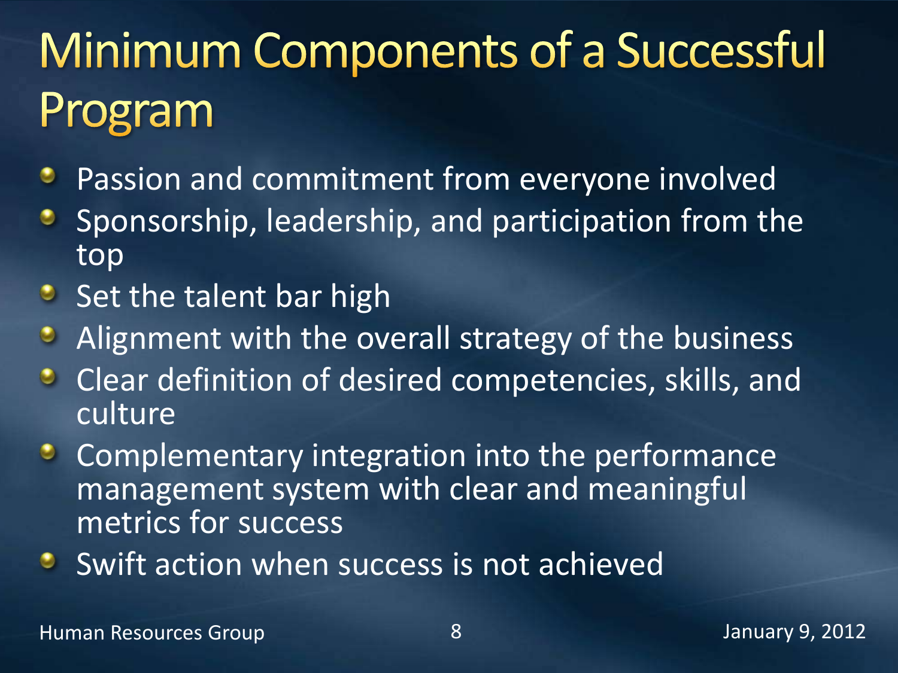# Minimum Components of a Successful Program

- Passion and commitment from everyone involved
- Sponsorship, leadership, and participation from the top
- Set the talent bar high
- Alignment with the overall strategy of the business
- Clear definition of desired competencies, skills, and culture
- Complementary integration into the performance management system with clear and meaningful metrics for success
- Swift action when success is not achieved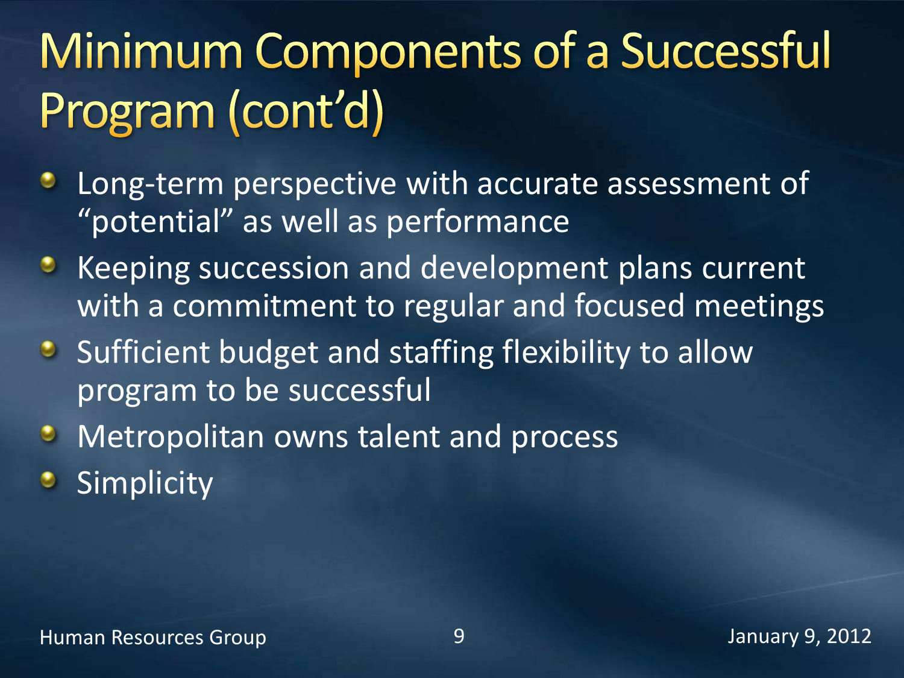# Minimum Components of a Successful Program (cont'd)

- Long-term perspective with accurate assessment of "potential" as well as performance
- Keeping succession and development plans current with a commitment to regular and focused meetings
- Sufficient budget and staffing flexibility to allow program to be successful
- Metropolitan owns talent and process
- Simplicity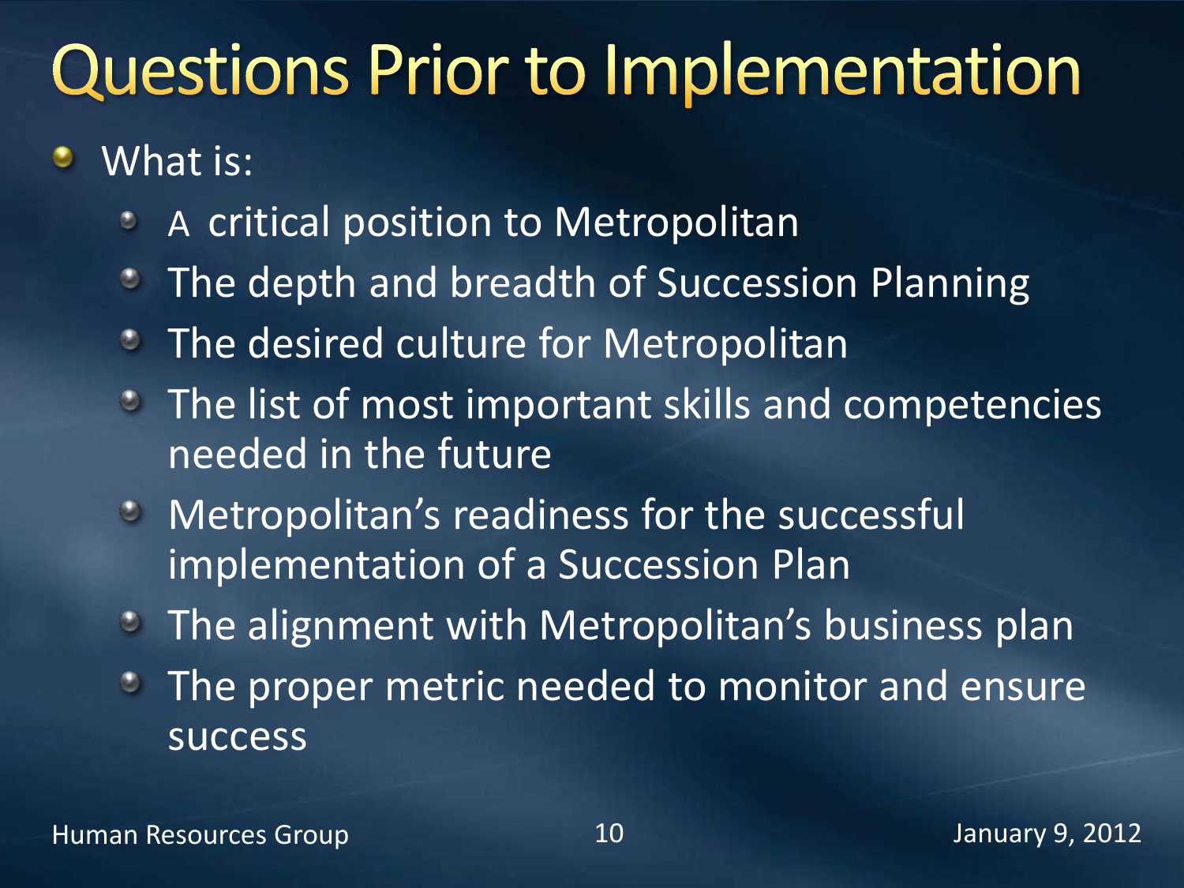# Questions Prior to Implementation

- What is:
  - A critical position to Metropolitan
  - The depth and breadth of Succession Planning
  - The desired culture for Metropolitan
  - The list of most important skills and competencies needed in the future
  - Metropolitan's readiness for the successful implementation of a Succession Plan
  - The alignment with Metropolitan's business plan
  - The proper metric needed to monitor and ensure success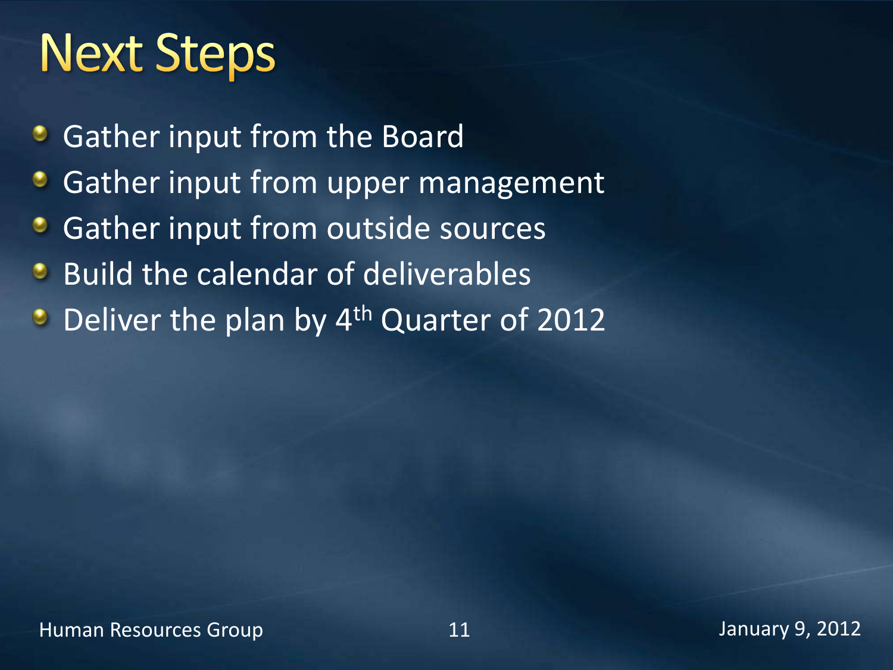# Next Steps

- Gather input from the Board
- Gather input from upper management
- Gather input from outside sources
- Build the calendar of deliverables
- Deliver the plan by $4^{th}$ Quarter of 2012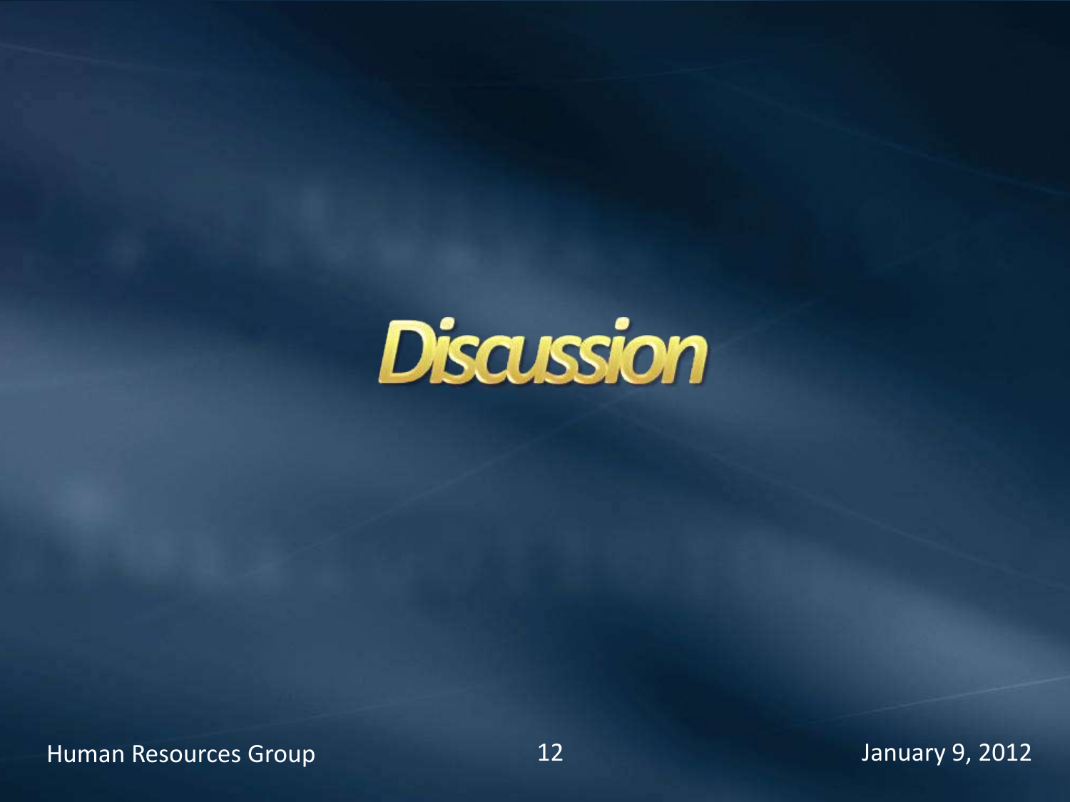# Discussion